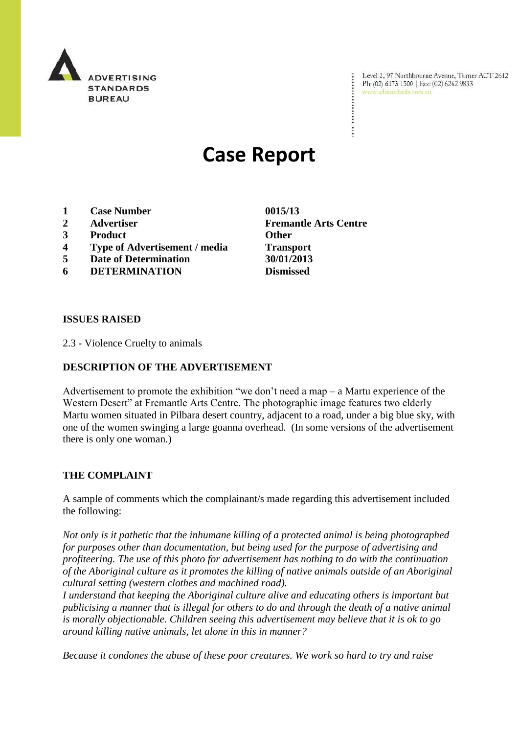ADVERTISING STANDARDS BUREAU

Level 2, 97 Northbourne Avenue, Turner ACT 2612
Ph: (02) 6173 1500 | Fax: (02) 6262 9833
www.adstandards.com.au

# Case Report

| | | |
|---|---|---|
| **1** | **Case Number** | **0015/13** |
| **2** | **Advertiser** | **Fremantle Arts Centre** |
| **3** | **Product** | **Other** |
| **4** | **Type of Advertisement / media** | **Transport** |
| **5** | **Date of Determination** | **30/01/2013** |
| **6** | **DETERMINATION** | **Dismissed** |

## ISSUES RAISED

2.3 - Violence Cruelty to animals

## DESCRIPTION OF THE ADVERTISEMENT

Advertisement to promote the exhibition "we don't need a map – a Martu experience of the Western Desert" at Fremantle Arts Centre. The photographic image features two elderly Martu women situated in Pilbara desert country, adjacent to a road, under a big blue sky, with one of the women swinging a large goanna overhead. (In some versions of the advertisement there is only one woman.)

## THE COMPLAINT

A sample of comments which the complainant/s made regarding this advertisement included the following:

*Not only is it pathetic that the inhumane killing of a protected animal is being photographed for purposes other than documentation, but being used for the purpose of advertising and profiteering. The use of this photo for advertisement has nothing to do with the continuation of the Aboriginal culture as it promotes the killing of native animals outside of an Aboriginal cultural setting (western clothes and machined road).*

*I understand that keeping the Aboriginal culture alive and educating others is important but publicising a manner that is illegal for others to do and through the death of a native animal is morally objectionable. Children seeing this advertisement may believe that it is ok to go around killing native animals, let alone in this in manner?*

*Because it condones the abuse of these poor creatures. We work so hard to try and raise*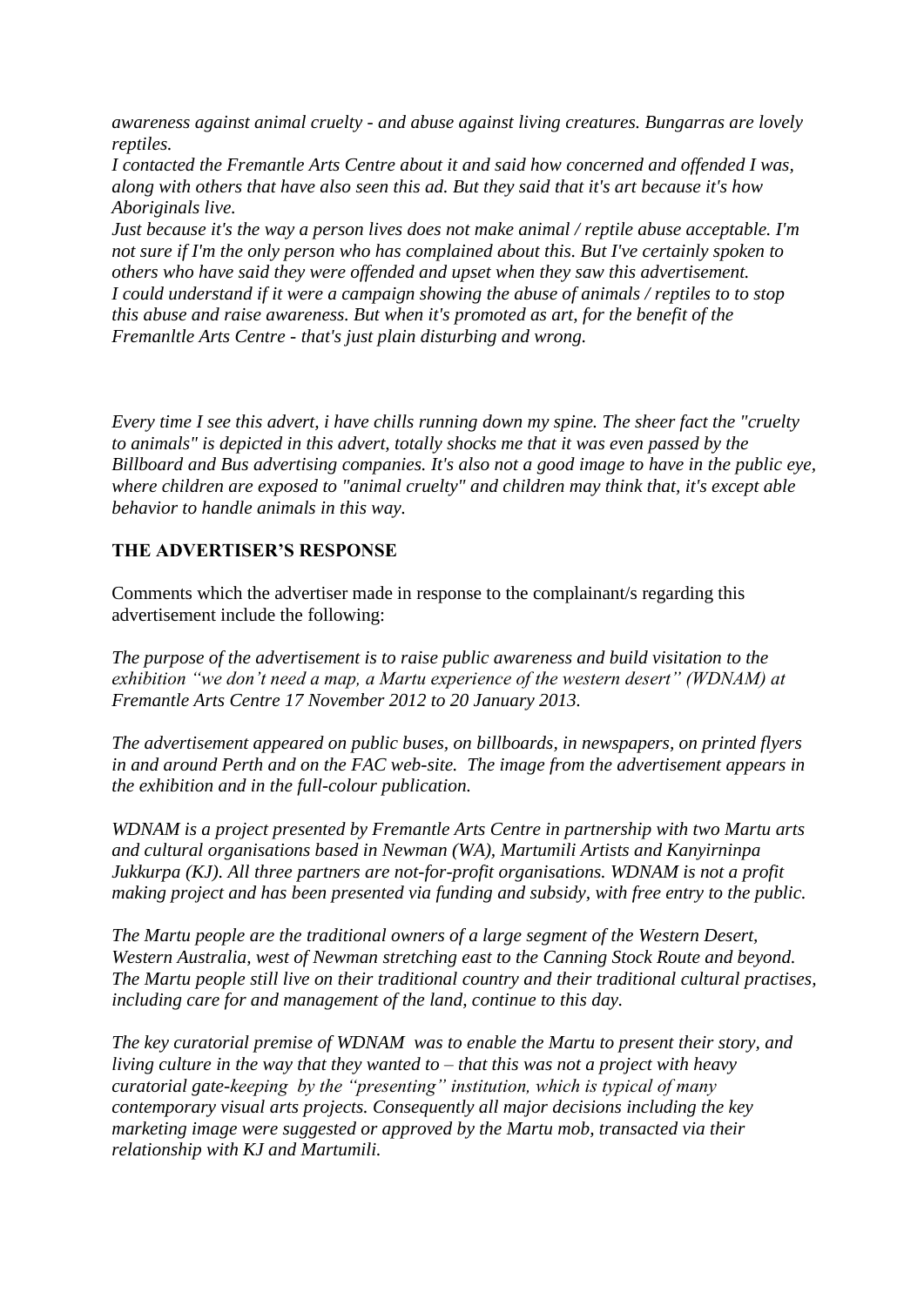*awareness against animal cruelty - and abuse against living creatures. Bungarras are lovely reptiles.*

*I contacted the Fremantle Arts Centre about it and said how concerned and offended I was, along with others that have also seen this ad. But they said that it's art because it's how Aboriginals live.*

*Just because it's the way a person lives does not make animal / reptile abuse acceptable. I'm not sure if I'm the only person who has complained about this. But I've certainly spoken to others who have said they were offended and upset when they saw this advertisement.*

*I could understand if it were a campaign showing the abuse of animals / reptiles to to stop this abuse and raise awareness. But when it's promoted as art, for the benefit of the Fremanltle Arts Centre - that's just plain disturbing and wrong.*

*Every time I see this advert, i have chills running down my spine. The sheer fact the "cruelty to animals" is depicted in this advert, totally shocks me that it was even passed by the Billboard and Bus advertising companies. It's also not a good image to have in the public eye, where children are exposed to "animal cruelty" and children may think that, it's except able behavior to handle animals in this way.*

**THE ADVERTISER'S RESPONSE**

Comments which the advertiser made in response to the complainant/s regarding this advertisement include the following:

*The purpose of the advertisement is to raise public awareness and build visitation to the exhibition "we don't need a map, a Martu experience of the western desert" (WDNAM) at Fremantle Arts Centre 17 November 2012 to 20 January 2013.*

*The advertisement appeared on public buses, on billboards, in newspapers, on printed flyers in and around Perth and on the FAC web-site. The image from the advertisement appears in the exhibition and in the full-colour publication.*

*WDNAM is a project presented by Fremantle Arts Centre in partnership with two Martu arts and cultural organisations based in Newman (WA), Martumili Artists and Kanyirninpa Jukkurpa (KJ). All three partners are not-for-profit organisations. WDNAM is not a profit making project and has been presented via funding and subsidy, with free entry to the public.*

*The Martu people are the traditional owners of a large segment of the Western Desert, Western Australia, west of Newman stretching east to the Canning Stock Route and beyond. The Martu people still live on their traditional country and their traditional cultural practises, including care for and management of the land, continue to this day.*

*The key curatorial premise of WDNAM was to enable the Martu to present their story, and living culture in the way that they wanted to – that this was not a project with heavy curatorial gate-keeping by the "presenting" institution, which is typical of many contemporary visual arts projects. Consequently all major decisions including the key marketing image were suggested or approved by the Martu mob, transacted via their relationship with KJ and Martumili.*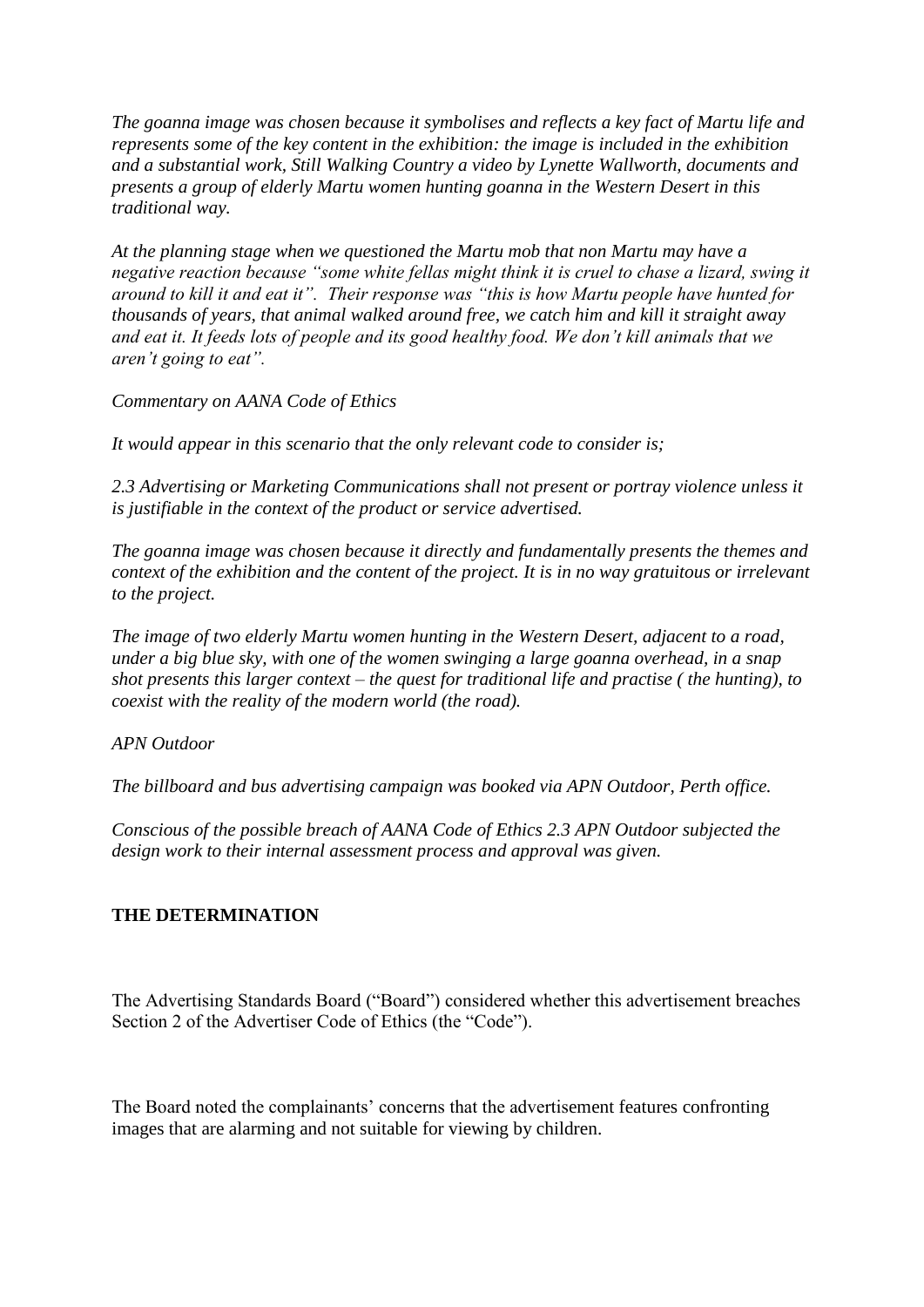*The goanna image was chosen because it symbolises and reflects a key fact of Martu life and represents some of the key content in the exhibition: the image is included in the exhibition and a substantial work, Still Walking Country a video by Lynette Wallworth, documents and presents a group of elderly Martu women hunting goanna in the Western Desert in this traditional way.*

*At the planning stage when we questioned the Martu mob that non Martu may have a negative reaction because "some white fellas might think it is cruel to chase a lizard, swing it around to kill it and eat it". Their response was "this is how Martu people have hunted for thousands of years, that animal walked around free, we catch him and kill it straight away and eat it. It feeds lots of people and its good healthy food. We don't kill animals that we aren't going to eat".*

*Commentary on AANA Code of Ethics*

*It would appear in this scenario that the only relevant code to consider is;*

*2.3 Advertising or Marketing Communications shall not present or portray violence unless it is justifiable in the context of the product or service advertised.*

*The goanna image was chosen because it directly and fundamentally presents the themes and context of the exhibition and the content of the project. It is in no way gratuitous or irrelevant to the project.*

*The image of two elderly Martu women hunting in the Western Desert, adjacent to a road, under a big blue sky, with one of the women swinging a large goanna overhead, in a snap shot presents this larger context – the quest for traditional life and practise ( the hunting), to coexist with the reality of the modern world (the road).*

*APN Outdoor*

*The billboard and bus advertising campaign was booked via APN Outdoor, Perth office.*

*Conscious of the possible breach of AANA Code of Ethics 2.3 APN Outdoor subjected the design work to their internal assessment process and approval was given.*

## THE DETERMINATION

The Advertising Standards Board ("Board") considered whether this advertisement breaches Section 2 of the Advertiser Code of Ethics (the "Code").

The Board noted the complainants' concerns that the advertisement features confronting images that are alarming and not suitable for viewing by children.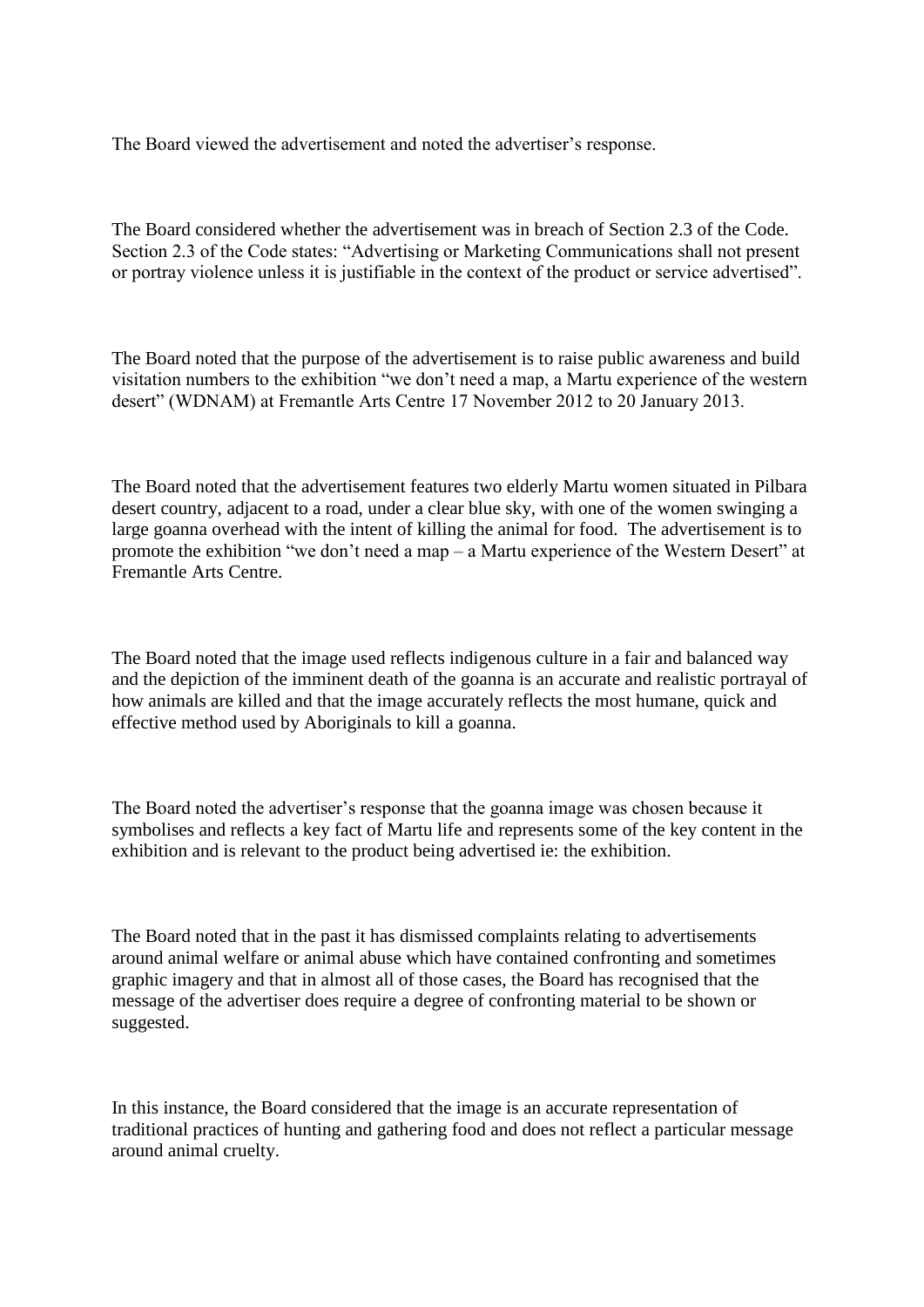The Board viewed the advertisement and noted the advertiser's response.

The Board considered whether the advertisement was in breach of Section 2.3 of the Code. Section 2.3 of the Code states: "Advertising or Marketing Communications shall not present or portray violence unless it is justifiable in the context of the product or service advertised".

The Board noted that the purpose of the advertisement is to raise public awareness and build visitation numbers to the exhibition "we don't need a map, a Martu experience of the western desert" (WDNAM) at Fremantle Arts Centre 17 November 2012 to 20 January 2013.

The Board noted that the advertisement features two elderly Martu women situated in Pilbara desert country, adjacent to a road, under a clear blue sky, with one of the women swinging a large goanna overhead with the intent of killing the animal for food. The advertisement is to promote the exhibition "we don't need a map – a Martu experience of the Western Desert" at Fremantle Arts Centre.

The Board noted that the image used reflects indigenous culture in a fair and balanced way and the depiction of the imminent death of the goanna is an accurate and realistic portrayal of how animals are killed and that the image accurately reflects the most humane, quick and effective method used by Aboriginals to kill a goanna.

The Board noted the advertiser's response that the goanna image was chosen because it symbolises and reflects a key fact of Martu life and represents some of the key content in the exhibition and is relevant to the product being advertised ie: the exhibition.

The Board noted that in the past it has dismissed complaints relating to advertisements around animal welfare or animal abuse which have contained confronting and sometimes graphic imagery and that in almost all of those cases, the Board has recognised that the message of the advertiser does require a degree of confronting material to be shown or suggested.

In this instance, the Board considered that the image is an accurate representation of traditional practices of hunting and gathering food and does not reflect a particular message around animal cruelty.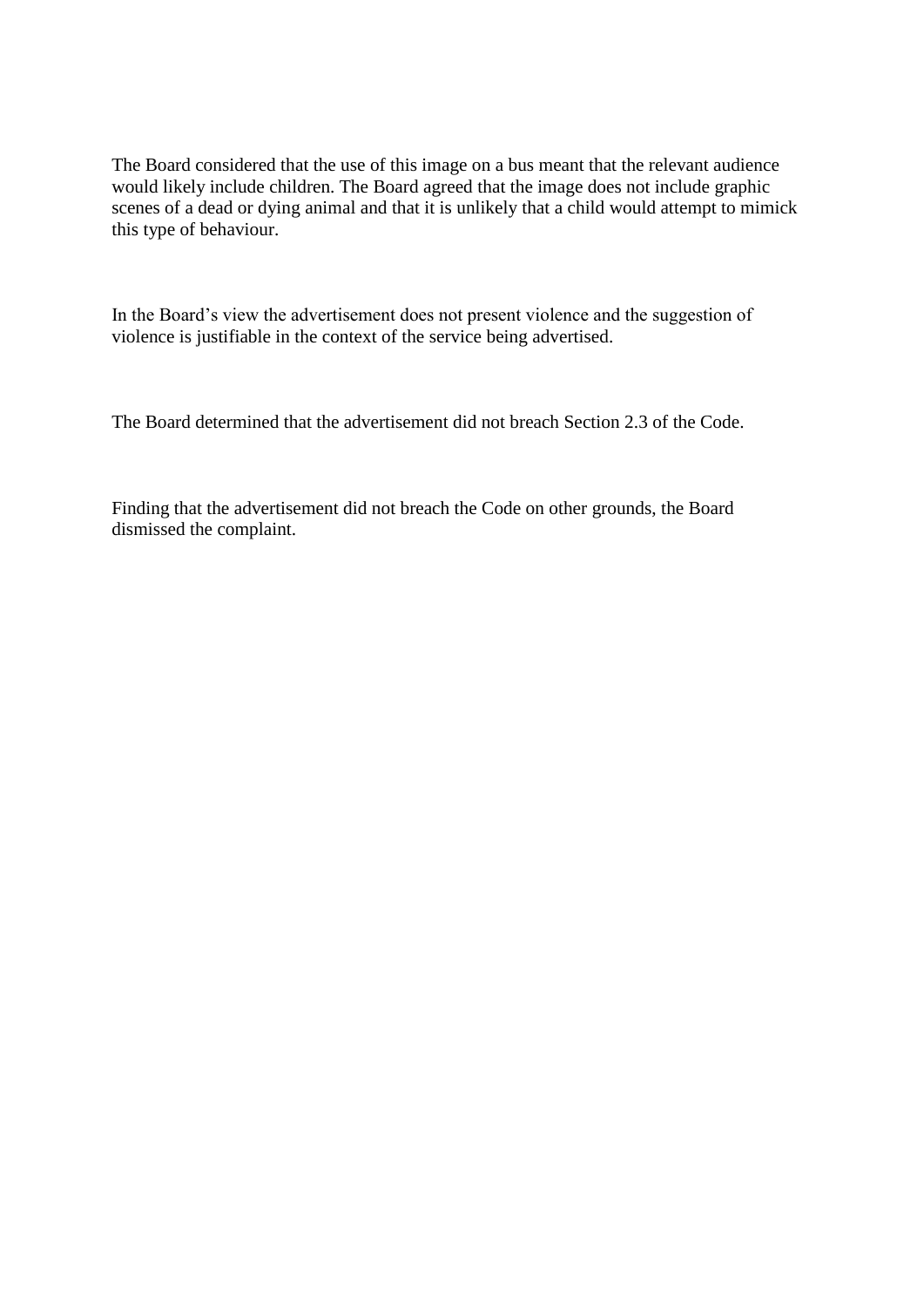The Board considered that the use of this image on a bus meant that the relevant audience would likely include children. The Board agreed that the image does not include graphic scenes of a dead or dying animal and that it is unlikely that a child would attempt to mimick this type of behaviour.

In the Board's view the advertisement does not present violence and the suggestion of violence is justifiable in the context of the service being advertised.

The Board determined that the advertisement did not breach Section 2.3 of the Code.

Finding that the advertisement did not breach the Code on other grounds, the Board dismissed the complaint.